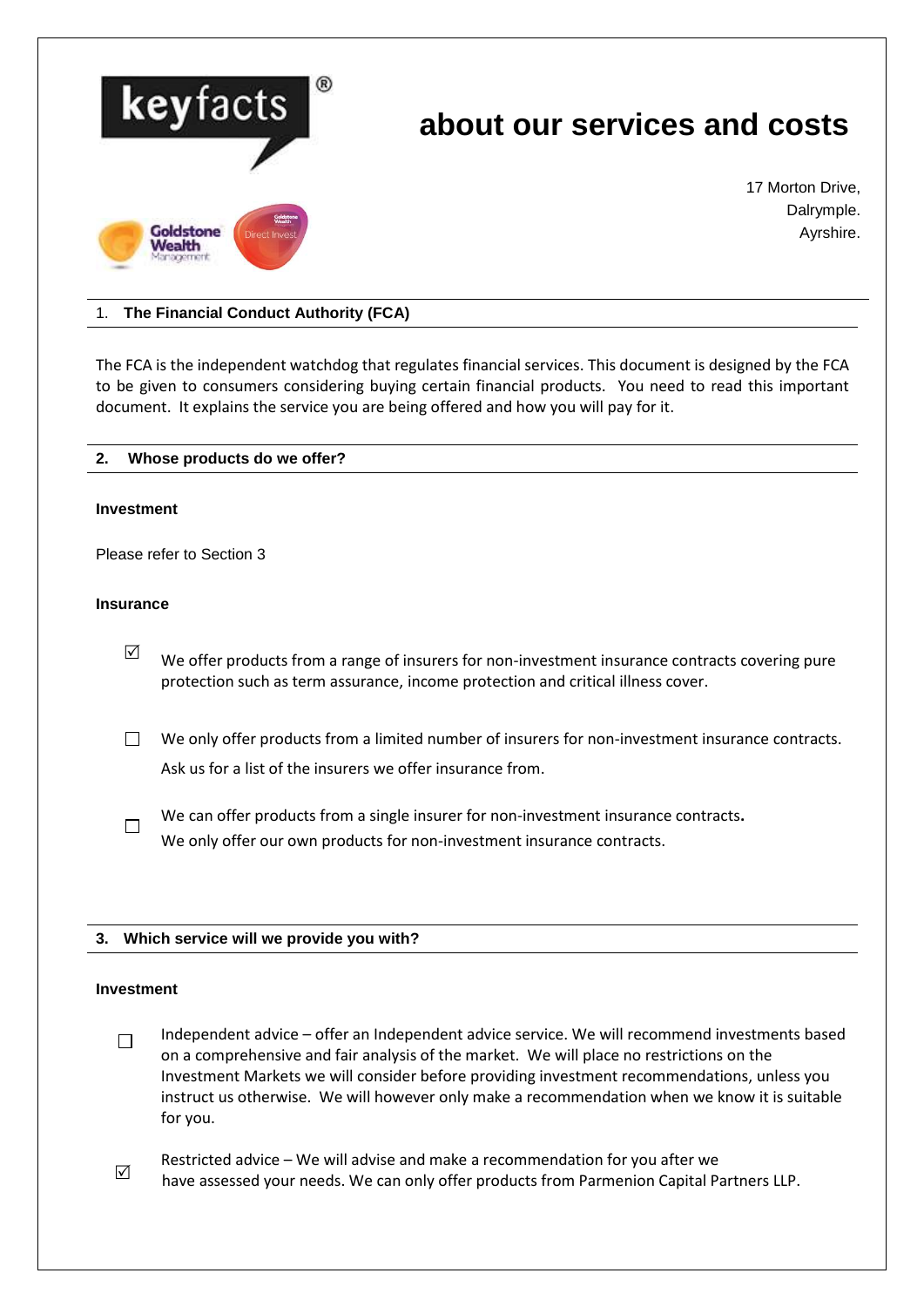# keyfacts® about our services and costs

17 Morton Drive,
Dalrymple.
Ayrshire.

## 1. The Financial Conduct Authority (FCA)

The FCA is the independent watchdog that regulates financial services. This document is designed by the FCA to be given to consumers considering buying certain financial products. You need to read this important document. It explains the service you are being offered and how you will pay for it.

## 2. Whose products do we offer?

**Investment**

Please refer to Section 3

**Insurance**

☑ We offer products from a range of insurers for non-investment insurance contracts covering pure protection such as term assurance, income protection and critical illness cover.

☐ We only offer products from a limited number of insurers for non-investment insurance contracts. Ask us for a list of the insurers we offer insurance from.

☐ We can offer products from a single insurer for non-investment insurance contracts. We only offer our own products for non-investment insurance contracts.

## 3. Which service will we provide you with?

**Investment**

☐ Independent advice – offer an Independent advice service. We will recommend investments based on a comprehensive and fair analysis of the market. We will place no restrictions on the Investment Markets we will consider before providing investment recommendations, unless you instruct us otherwise. We will however only make a recommendation when we know it is suitable for you.

☑ Restricted advice – We will advise and make a recommendation for you after we have assessed your needs. We can only offer products from Parmenion Capital Partners LLP.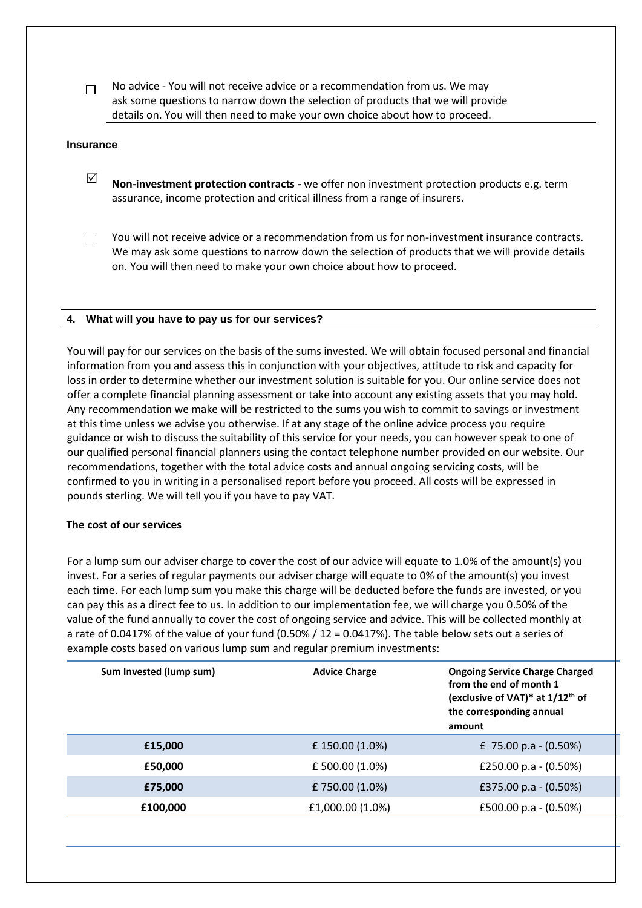☐ No advice - You will not receive advice or a recommendation from us. We may ask some questions to narrow down the selection of products that we will provide details on. You will then need to make your own choice about how to proceed.

**Insurance**

☑ **Non-investment protection contracts -** we offer non investment protection products e.g. term assurance, income protection and critical illness from a range of insurers**.**

☐ You will not receive advice or a recommendation from us for non-investment insurance contracts. We may ask some questions to narrow down the selection of products that we will provide details on. You will then need to make your own choice about how to proceed.

## 4. What will you have to pay us for our services?

You will pay for our services on the basis of the sums invested. We will obtain focused personal and financial information from you and assess this in conjunction with your objectives, attitude to risk and capacity for loss in order to determine whether our investment solution is suitable for you. Our online service does not offer a complete financial planning assessment or take into account any existing assets that you may hold. Any recommendation we make will be restricted to the sums you wish to commit to savings or investment at this time unless we advise you otherwise. If at any stage of the online advice process you require guidance or wish to discuss the suitability of this service for your needs, you can however speak to one of our qualified personal financial planners using the contact telephone number provided on our website. Our recommendations, together with the total advice costs and annual ongoing servicing costs, will be confirmed to you in writing in a personalised report before you proceed. All costs will be expressed in pounds sterling. We will tell you if you have to pay VAT.

**The cost of our services**

For a lump sum our adviser charge to cover the cost of our advice will equate to 1.0% of the amount(s) you invest. For a series of regular payments our adviser charge will equate to 0% of the amount(s) you invest each time. For each lump sum you make this charge will be deducted before the funds are invested, or you can pay this as a direct fee to us. In addition to our implementation fee, we will charge you 0.50% of the value of the fund annually to cover the cost of ongoing service and advice. This will be collected monthly at a rate of 0.0417% of the value of your fund (0.50% / 12 = 0.0417%). The table below sets out a series of example costs based on various lump sum and regular premium investments:

| Sum Invested (lump sum) | Advice Charge | Ongoing Service Charge Charged from the end of month 1 (exclusive of VAT)* at 1/12th of the corresponding annual amount |
|---|---|---|
| **£15,000** | £ 150.00 (1.0%) | £ 75.00 p.a - (0.50%) |
| **£50,000** | £ 500.00 (1.0%) | £250.00 p.a - (0.50%) |
| **£75,000** | £ 750.00 (1.0%) | £375.00 p.a - (0.50%) |
| **£100,000** | £1,000.00 (1.0%) | £500.00 p.a - (0.50%) |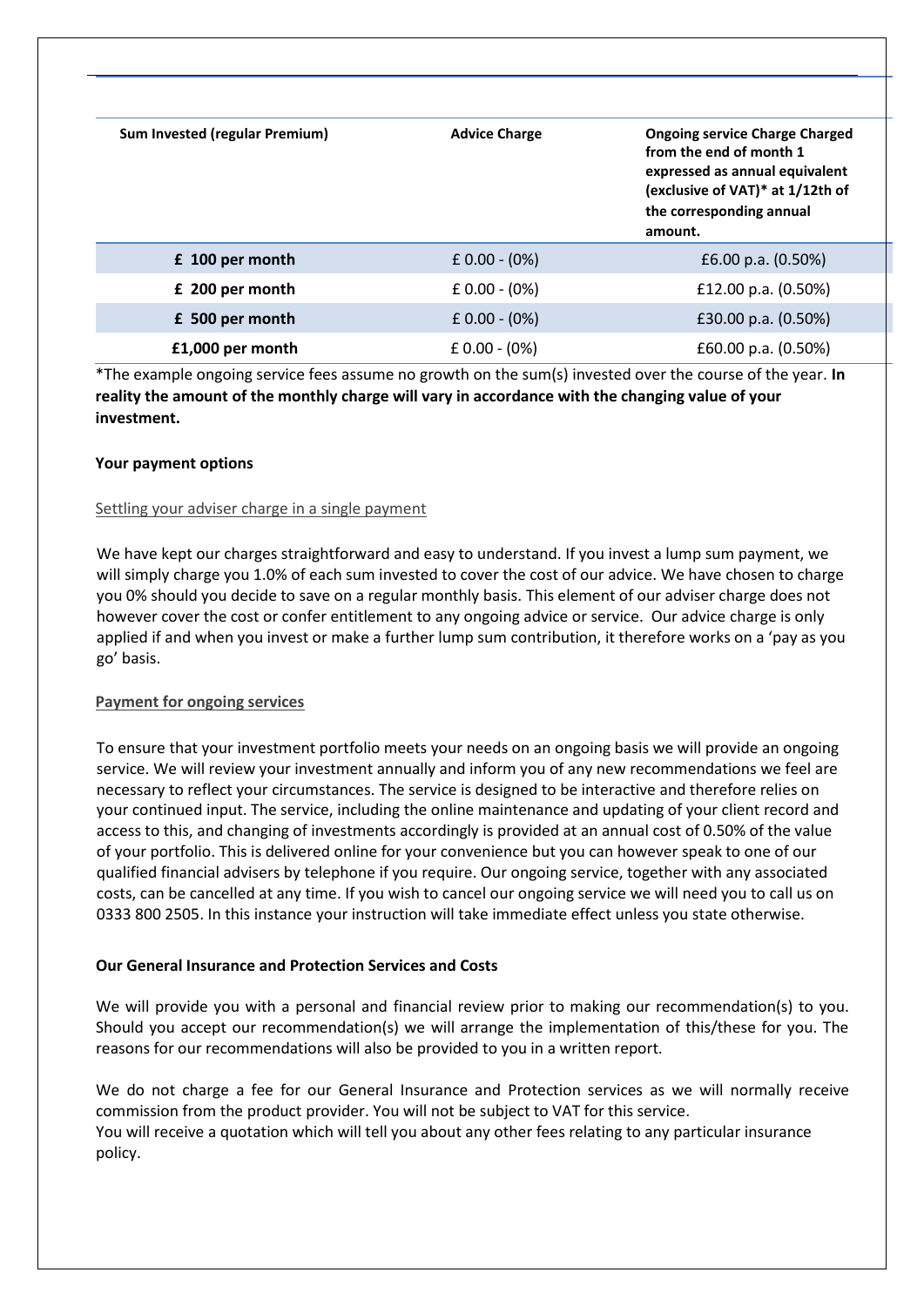| Sum Invested (regular Premium) | Advice Charge | Ongoing service Charge Charged from the end of month 1 expressed as annual equivalent (exclusive of VAT)* at 1/12th of the corresponding annual amount. |
|---|---|---|
| £ 100 per month | £ 0.00 - (0%) | £6.00 p.a. (0.50%) |
| £ 200 per month | £ 0.00 - (0%) | £12.00 p.a. (0.50%) |
| £ 500 per month | £ 0.00 - (0%) | £30.00 p.a. (0.50%) |
| £1,000 per month | £ 0.00 - (0%) | £60.00 p.a. (0.50%) |

*The example ongoing service fees assume no growth on the sum(s) invested over the course of the year. **In reality the amount of the monthly charge will vary in accordance with the changing value of your investment.**

**Your payment options**

Settling your adviser charge in a single payment

We have kept our charges straightforward and easy to understand. If you invest a lump sum payment, we will simply charge you 1.0% of each sum invested to cover the cost of our advice. We have chosen to charge you 0% should you decide to save on a regular monthly basis. This element of our adviser charge does not however cover the cost or confer entitlement to any ongoing advice or service. Our advice charge is only applied if and when you invest or make a further lump sum contribution, it therefore works on a 'pay as you go' basis.

**Payment for ongoing services**

To ensure that your investment portfolio meets your needs on an ongoing basis we will provide an ongoing service. We will review your investment annually and inform you of any new recommendations we feel are necessary to reflect your circumstances. The service is designed to be interactive and therefore relies on your continued input. The service, including the online maintenance and updating of your client record and access to this, and changing of investments accordingly is provided at an annual cost of 0.50% of the value of your portfolio. This is delivered online for your convenience but you can however speak to one of our qualified financial advisers by telephone if you require. Our ongoing service, together with any associated costs, can be cancelled at any time. If you wish to cancel our ongoing service we will need you to call us on 0333 800 2505. In this instance your instruction will take immediate effect unless you state otherwise.

**Our General Insurance and Protection Services and Costs**

We will provide you with a personal and financial review prior to making our recommendation(s) to you. Should you accept our recommendation(s) we will arrange the implementation of this/these for you. The reasons for our recommendations will also be provided to you in a written report.

We do not charge a fee for our General Insurance and Protection services as we will normally receive commission from the product provider. You will not be subject to VAT for this service.
You will receive a quotation which will tell you about any other fees relating to any particular insurance policy.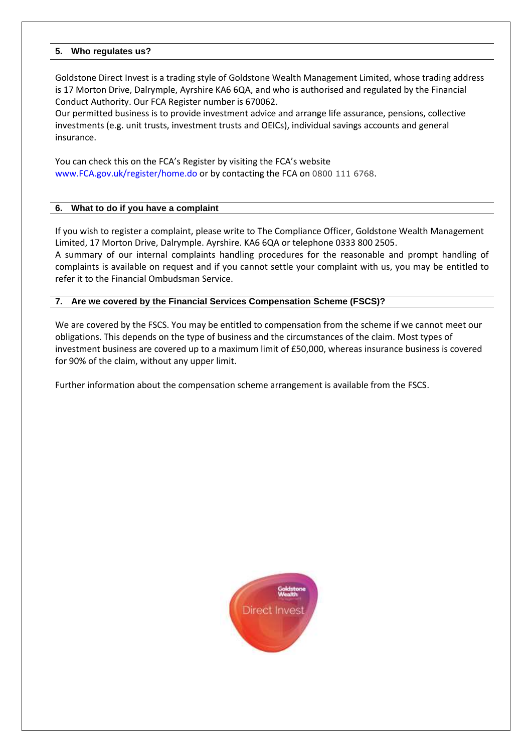## 5. Who regulates us?

Goldstone Direct Invest is a trading style of Goldstone Wealth Management Limited, whose trading address is 17 Morton Drive, Dalrymple, Ayrshire KA6 6QA, and who is authorised and regulated by the Financial Conduct Authority. Our FCA Register number is 670062.
Our permitted business is to provide investment advice and arrange life assurance, pensions, collective investments (e.g. unit trusts, investment trusts and OEICs), individual savings accounts and general insurance.

You can check this on the FCA's Register by visiting the FCA's website www.FCA.gov.uk/register/home.do or by contacting the FCA on 0800 111 6768.

## 6. What to do if you have a complaint

If you wish to register a complaint, please write to The Compliance Officer, Goldstone Wealth Management Limited, 17 Morton Drive, Dalrymple. Ayrshire. KA6 6QA or telephone 0333 800 2505.
A summary of our internal complaints handling procedures for the reasonable and prompt handling of complaints is available on request and if you cannot settle your complaint with us, you may be entitled to refer it to the Financial Ombudsman Service.

## 7. Are we covered by the Financial Services Compensation Scheme (FSCS)?

We are covered by the FSCS. You may be entitled to compensation from the scheme if we cannot meet our obligations. This depends on the type of business and the circumstances of the claim. Most types of investment business are covered up to a maximum limit of £50,000, whereas insurance business is covered for 90% of the claim, without any upper limit.

Further information about the compensation scheme arrangement is available from the FSCS.

Goldstone Wealth Management
Direct Invest